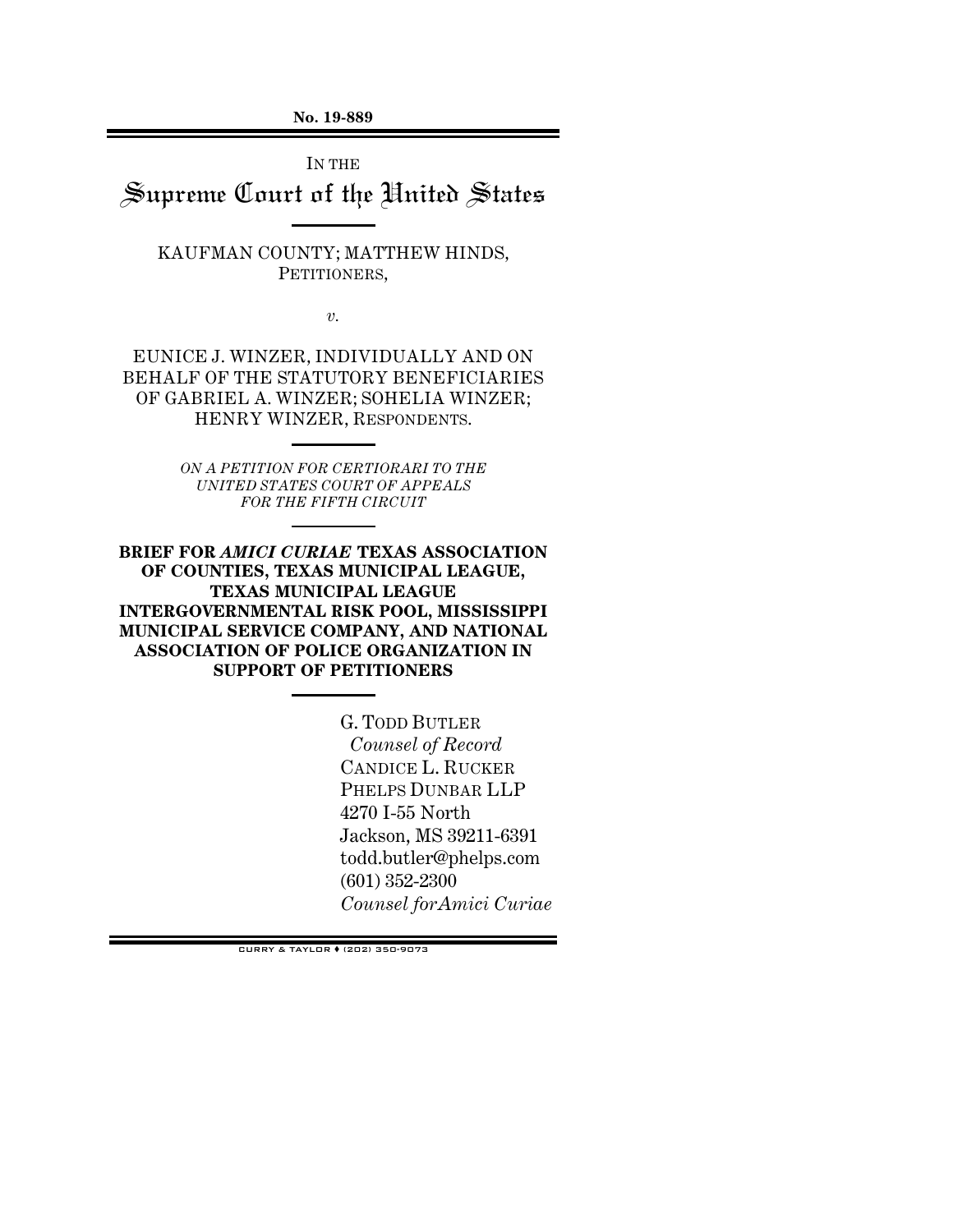**No. 19-889**

IN THE

# Supreme Court of the United States

KAUFMAN COUNTY; MATTHEW HINDS,
PETITIONERS,

*v.*

EUNICE J. WINZER, INDIVIDUALLY AND ON BEHALF OF THE STATUTORY BENEFICIARIES OF GABRIEL A. WINZER; SOHELIA WINZER; HENRY WINZER, RESPONDENTS.

*ON A PETITION FOR CERTIORARI TO THE UNITED STATES COURT OF APPEALS FOR THE FIFTH CIRCUIT*

**BRIEF FOR *AMICI CURIAE* TEXAS ASSOCIATION OF COUNTIES, TEXAS MUNICIPAL LEAGUE, TEXAS MUNICIPAL LEAGUE INTERGOVERNMENTAL RISK POOL, MISSISSIPPI MUNICIPAL SERVICE COMPANY, AND NATIONAL ASSOCIATION OF POLICE ORGANIZATION IN SUPPORT OF PETITIONERS**

G. TODD BUTLER
*Counsel of Record*
CANDICE L. RUCKER
PHELPS DUNBAR LLP
4270 I-55 North
Jackson, MS 39211-6391
todd.butler@phelps.com
(601) 352-2300
*Counsel forAmici Curiae*

CURRY & TAYLOR ♦ (202) 350-9073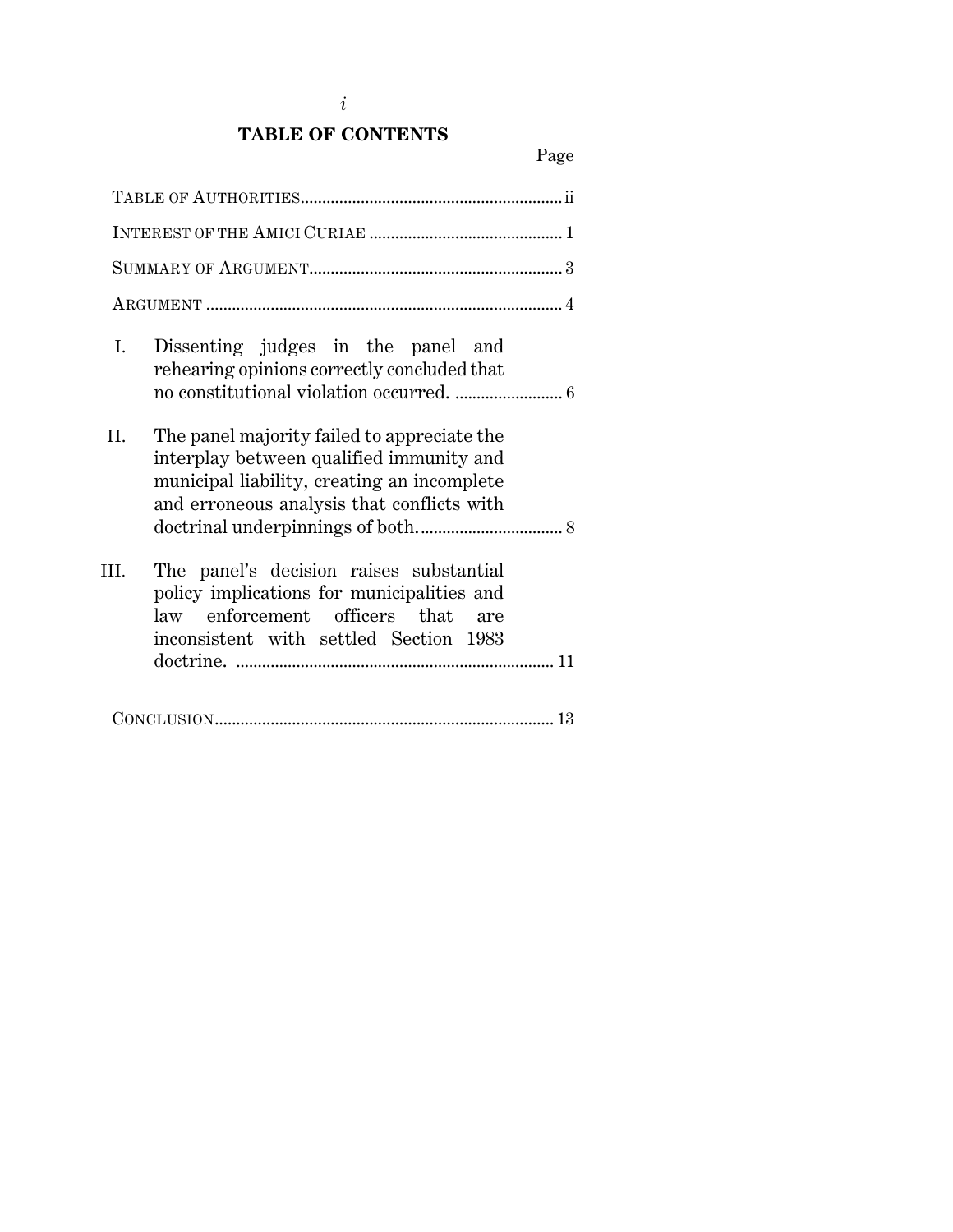## TABLE OF CONTENTS

| | Page |
|---|---|
| TABLE OF AUTHORITIES | ii |
| INTEREST OF THE AMICI CURIAE | 1 |
| SUMMARY OF ARGUMENT | 3 |
| ARGUMENT | 4 |
| I. Dissenting judges in the panel and rehearing opinions correctly concluded that no constitutional violation occurred. | 6 |
| II. The panel majority failed to appreciate the interplay between qualified immunity and municipal liability, creating an incomplete and erroneous analysis that conflicts with doctrinal underpinnings of both. | 8 |
| III. The panel's decision raises substantial policy implications for municipalities and law enforcement officers that are inconsistent with settled Section 1983 doctrine. | 11 |
| CONCLUSION | 13 |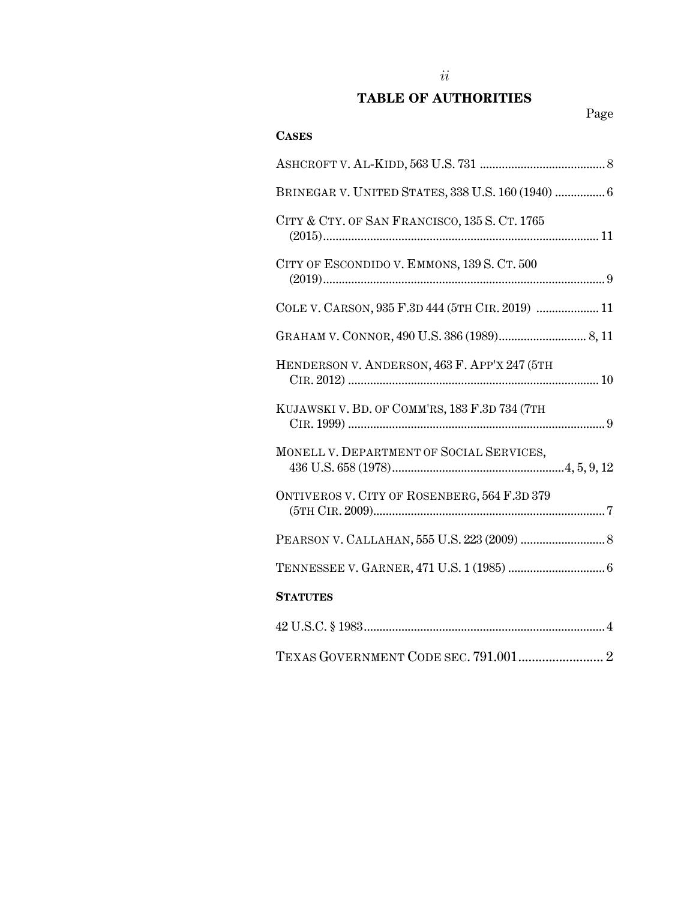# TABLE OF AUTHORITIES

Page

**CASES**

ASHCROFT V. AL-KIDD, 563 U.S. 731 ........................................ 8

BRINEGAR V. UNITED STATES, 338 U.S. 160 (1940) ................ 6

CITY & CTY. OF SAN FRANCISCO, 135 S. CT. 1765 (2015) ....................................................................................... 11

CITY OF ESCONDIDO V. EMMONS, 139 S. CT. 500 (2019) ......................................................................................... 9

COLE V. CARSON, 935 F.3D 444 (5TH CIR. 2019) .................... 11

GRAHAM V. CONNOR, 490 U.S. 386 (1989)............................ 8, 11

HENDERSON V. ANDERSON, 463 F. APP'X 247 (5TH CIR. 2012) ................................................................................ 10

KUJAWSKI V. BD. OF COMM'RS, 183 F.3D 734 (7TH CIR. 1999) .................................................................................. 9

MONELL V. DEPARTMENT OF SOCIAL SERVICES, 436 U.S. 658 (1978).......................................................4, 5, 9, 12

ONTIVEROS V. CITY OF ROSENBERG, 564 F.3D 379 (5TH CIR. 2009)......................................................................... 7

PEARSON V. CALLAHAN, 555 U.S. 223 (2009) ........................... 8

TENNESSEE V. GARNER, 471 U.S. 1 (1985) ............................... 6

**STATUTES**

42 U.S.C. § 1983............................................................................ 4

TEXAS GOVERNMENT CODE SEC. 791.001......................... 2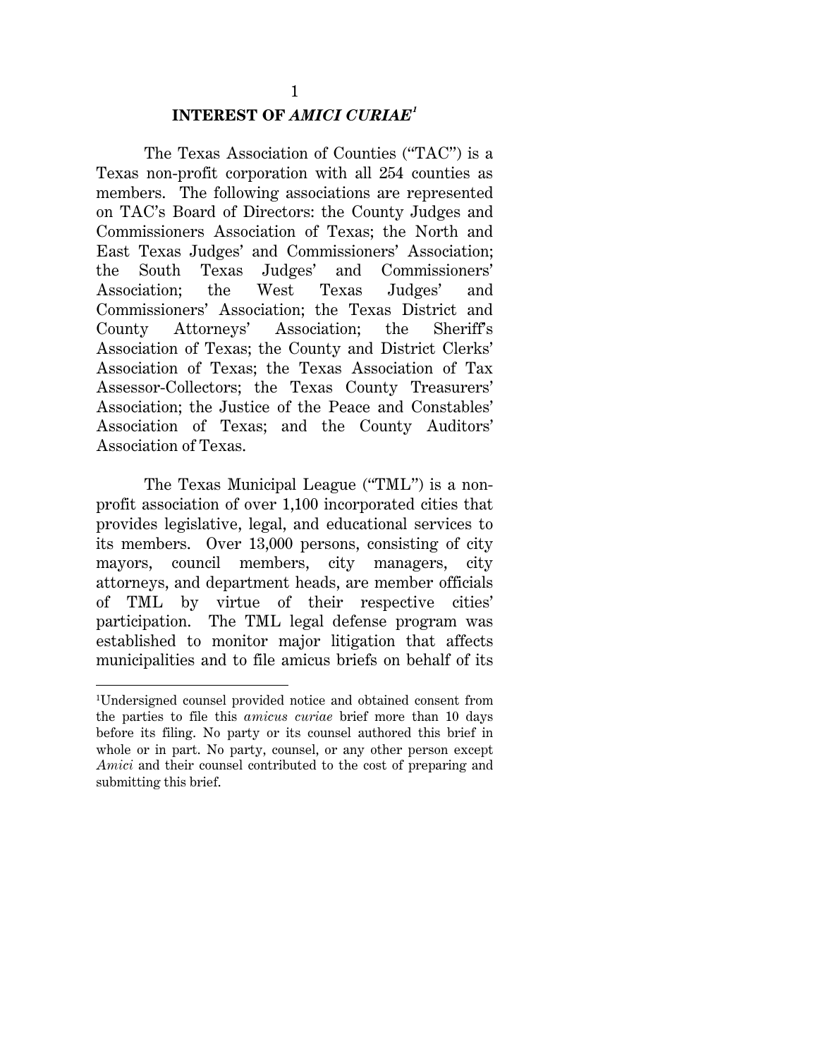## INTEREST OF *AMICI CURIAE*[1]

The Texas Association of Counties ("TAC") is a Texas non-profit corporation with all 254 counties as members. The following associations are represented on TAC's Board of Directors: the County Judges and Commissioners Association of Texas; the North and East Texas Judges' and Commissioners' Association; the South Texas Judges' and Commissioners' Association; the West Texas Judges' and Commissioners' Association; the Texas District and County Attorneys' Association; the Sheriff's Association of Texas; the County and District Clerks' Association of Texas; the Texas Association of Tax Assessor-Collectors; the Texas County Treasurers' Association; the Justice of the Peace and Constables' Association of Texas; and the County Auditors' Association of Texas.

The Texas Municipal League ("TML") is a non-profit association of over 1,100 incorporated cities that provides legislative, legal, and educational services to its members. Over 13,000 persons, consisting of city mayors, council members, city managers, city attorneys, and department heads, are member officials of TML by virtue of their respective cities' participation. The TML legal defense program was established to monitor major litigation that affects municipalities and to file amicus briefs on behalf of its

---

[1] Undersigned counsel provided notice and obtained consent from the parties to file this *amicus curiae* brief more than 10 days before its filing. No party or its counsel authored this brief in whole or in part. No party, counsel, or any other person except *Amici* and their counsel contributed to the cost of preparing and submitting this brief.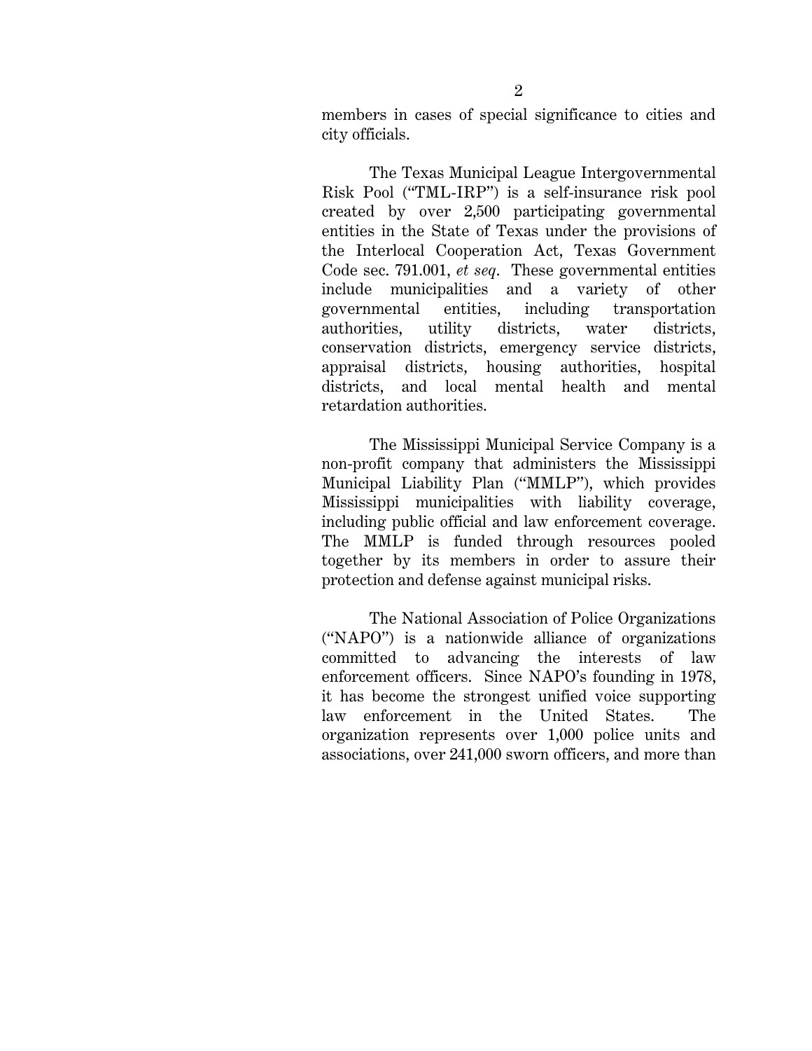members in cases of special significance to cities and city officials.

The Texas Municipal League Intergovernmental Risk Pool ("TML-IRP") is a self-insurance risk pool created by over 2,500 participating governmental entities in the State of Texas under the provisions of the Interlocal Cooperation Act, Texas Government Code sec. 791.001, *et seq*. These governmental entities include municipalities and a variety of other governmental entities, including transportation authorities, utility districts, water districts, conservation districts, emergency service districts, appraisal districts, housing authorities, hospital districts, and local mental health and mental retardation authorities.

The Mississippi Municipal Service Company is a non-profit company that administers the Mississippi Municipal Liability Plan ("MMLP"), which provides Mississippi municipalities with liability coverage, including public official and law enforcement coverage. The MMLP is funded through resources pooled together by its members in order to assure their protection and defense against municipal risks.

The National Association of Police Organizations ("NAPO") is a nationwide alliance of organizations committed to advancing the interests of law enforcement officers. Since NAPO's founding in 1978, it has become the strongest unified voice supporting law enforcement in the United States. The organization represents over 1,000 police units and associations, over 241,000 sworn officers, and more than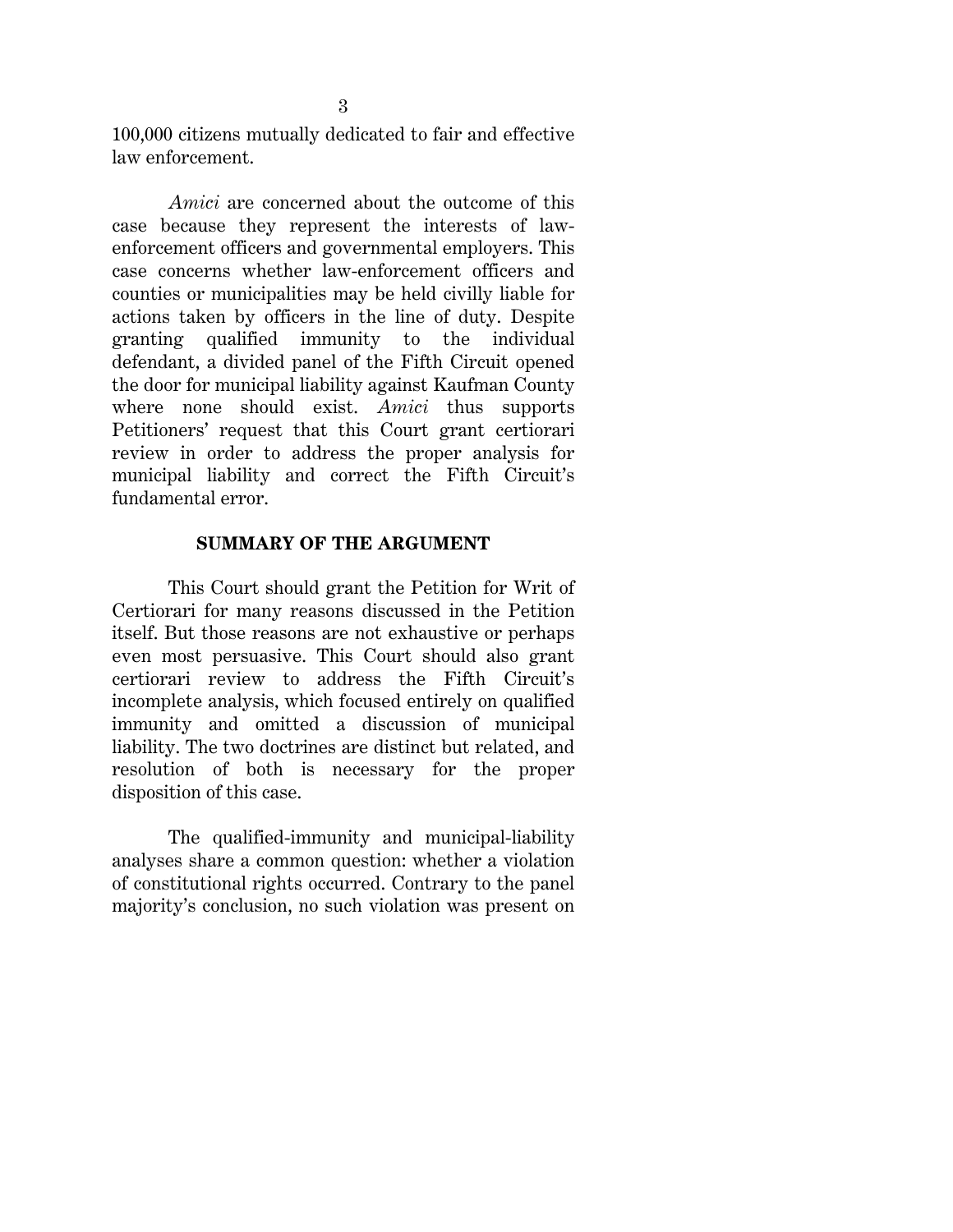100,000 citizens mutually dedicated to fair and effective law enforcement.

*Amici* are concerned about the outcome of this case because they represent the interests of law-enforcement officers and governmental employers. This case concerns whether law-enforcement officers and counties or municipalities may be held civilly liable for actions taken by officers in the line of duty. Despite granting qualified immunity to the individual defendant, a divided panel of the Fifth Circuit opened the door for municipal liability against Kaufman County where none should exist. *Amici* thus supports Petitioners' request that this Court grant certiorari review in order to address the proper analysis for municipal liability and correct the Fifth Circuit's fundamental error.

## SUMMARY OF THE ARGUMENT

This Court should grant the Petition for Writ of Certiorari for many reasons discussed in the Petition itself. But those reasons are not exhaustive or perhaps even most persuasive. This Court should also grant certiorari review to address the Fifth Circuit's incomplete analysis, which focused entirely on qualified immunity and omitted a discussion of municipal liability. The two doctrines are distinct but related, and resolution of both is necessary for the proper disposition of this case.

The qualified-immunity and municipal-liability analyses share a common question: whether a violation of constitutional rights occurred. Contrary to the panel majority's conclusion, no such violation was present on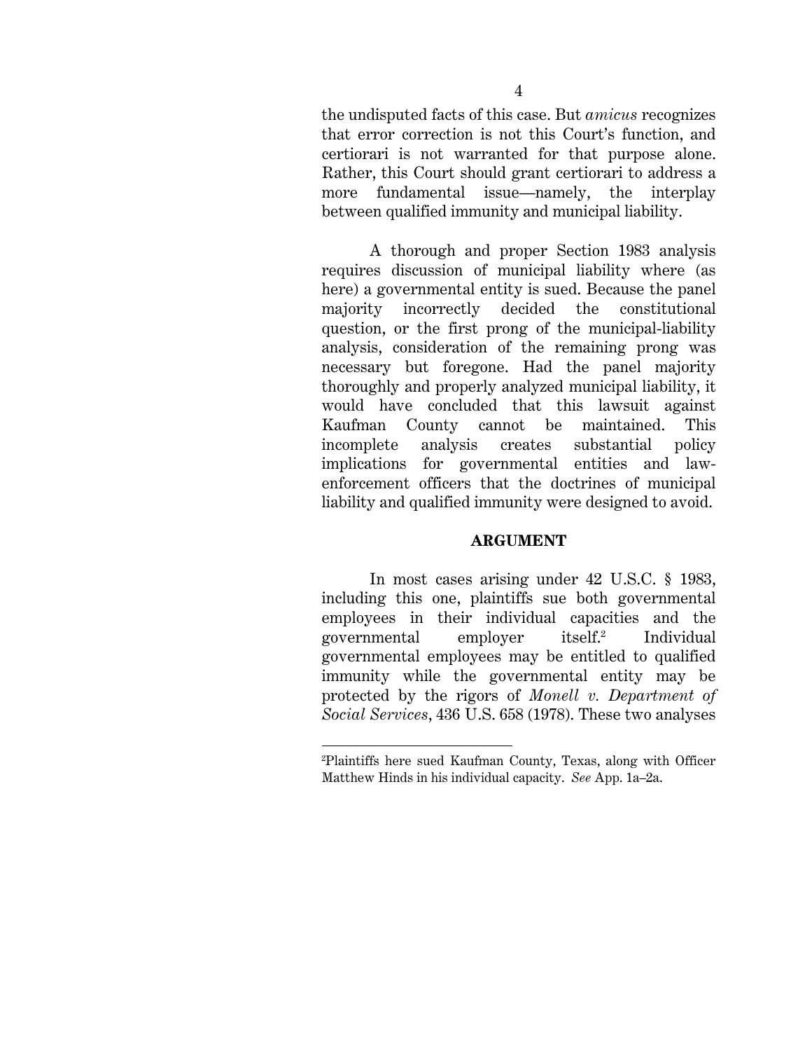the undisputed facts of this case. But *amicus* recognizes that error correction is not this Court's function, and certiorari is not warranted for that purpose alone. Rather, this Court should grant certiorari to address a more fundamental issue—namely, the interplay between qualified immunity and municipal liability.

A thorough and proper Section 1983 analysis requires discussion of municipal liability where (as here) a governmental entity is sued. Because the panel majority incorrectly decided the constitutional question, or the first prong of the municipal-liability analysis, consideration of the remaining prong was necessary but foregone. Had the panel majority thoroughly and properly analyzed municipal liability, it would have concluded that this lawsuit against Kaufman County cannot be maintained. This incomplete analysis creates substantial policy implications for governmental entities and law-enforcement officers that the doctrines of municipal liability and qualified immunity were designed to avoid.

## ARGUMENT

In most cases arising under 42 U.S.C. § 1983, including this one, plaintiffs sue both governmental employees in their individual capacities and the governmental employer itself.[2] Individual governmental employees may be entitled to qualified immunity while the governmental entity may be protected by the rigors of *Monell v. Department of Social Services*, 436 U.S. 658 (1978). These two analyses

[2]Plaintiffs here sued Kaufman County, Texas, along with Officer Matthew Hinds in his individual capacity. *See* App. 1a–2a.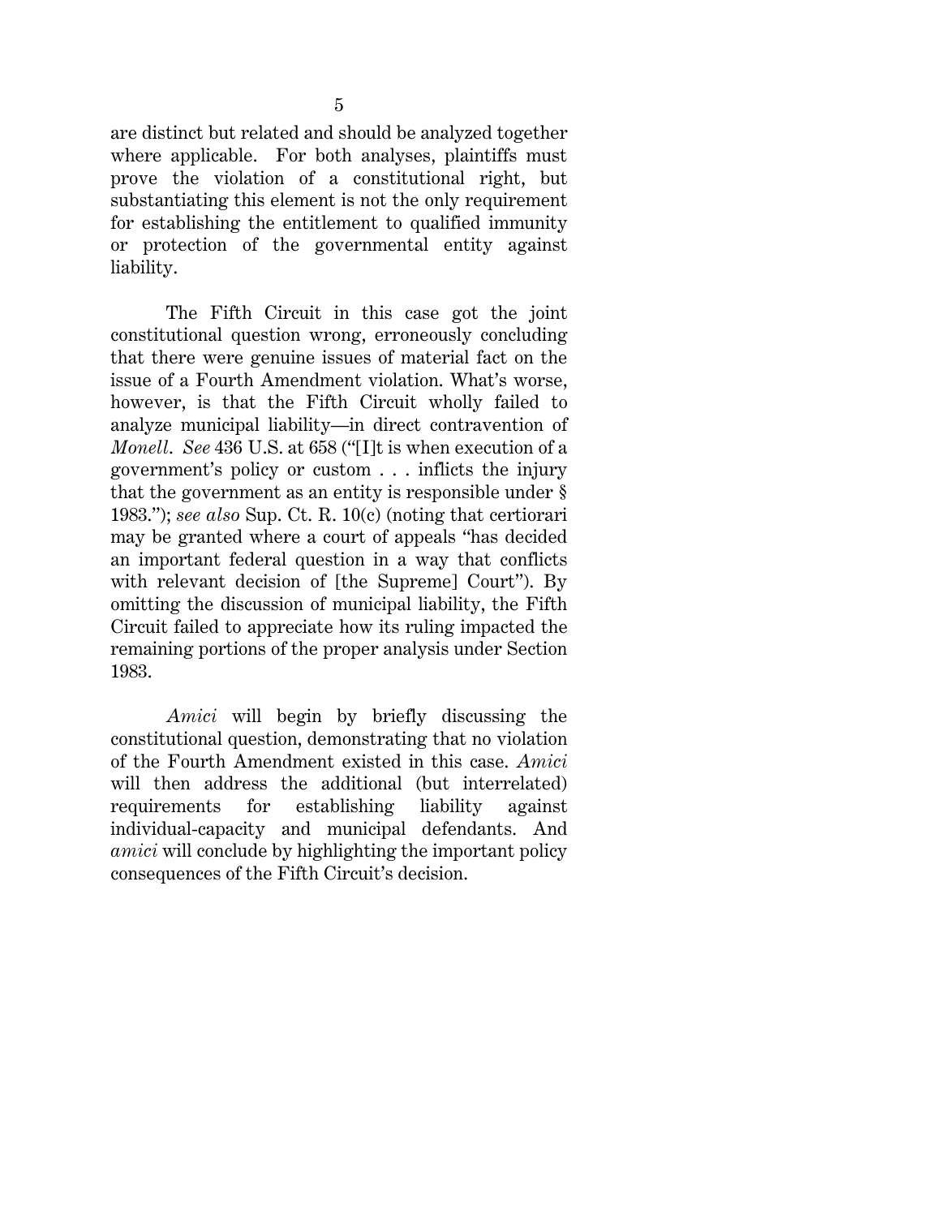are distinct but related and should be analyzed together where applicable. For both analyses, plaintiffs must prove the violation of a constitutional right, but substantiating this element is not the only requirement for establishing the entitlement to qualified immunity or protection of the governmental entity against liability.

The Fifth Circuit in this case got the joint constitutional question wrong, erroneously concluding that there were genuine issues of material fact on the issue of a Fourth Amendment violation. What's worse, however, is that the Fifth Circuit wholly failed to analyze municipal liability—in direct contravention of *Monell*. *See* 436 U.S. at 658 ("[I]t is when execution of a government's policy or custom . . . inflicts the injury that the government as an entity is responsible under § 1983."); *see also* Sup. Ct. R. 10(c) (noting that certiorari may be granted where a court of appeals "has decided an important federal question in a way that conflicts with relevant decision of [the Supreme] Court"). By omitting the discussion of municipal liability, the Fifth Circuit failed to appreciate how its ruling impacted the remaining portions of the proper analysis under Section 1983.

*Amici* will begin by briefly discussing the constitutional question, demonstrating that no violation of the Fourth Amendment existed in this case. *Amici* will then address the additional (but interrelated) requirements for establishing liability against individual-capacity and municipal defendants. And *amici* will conclude by highlighting the important policy consequences of the Fifth Circuit's decision.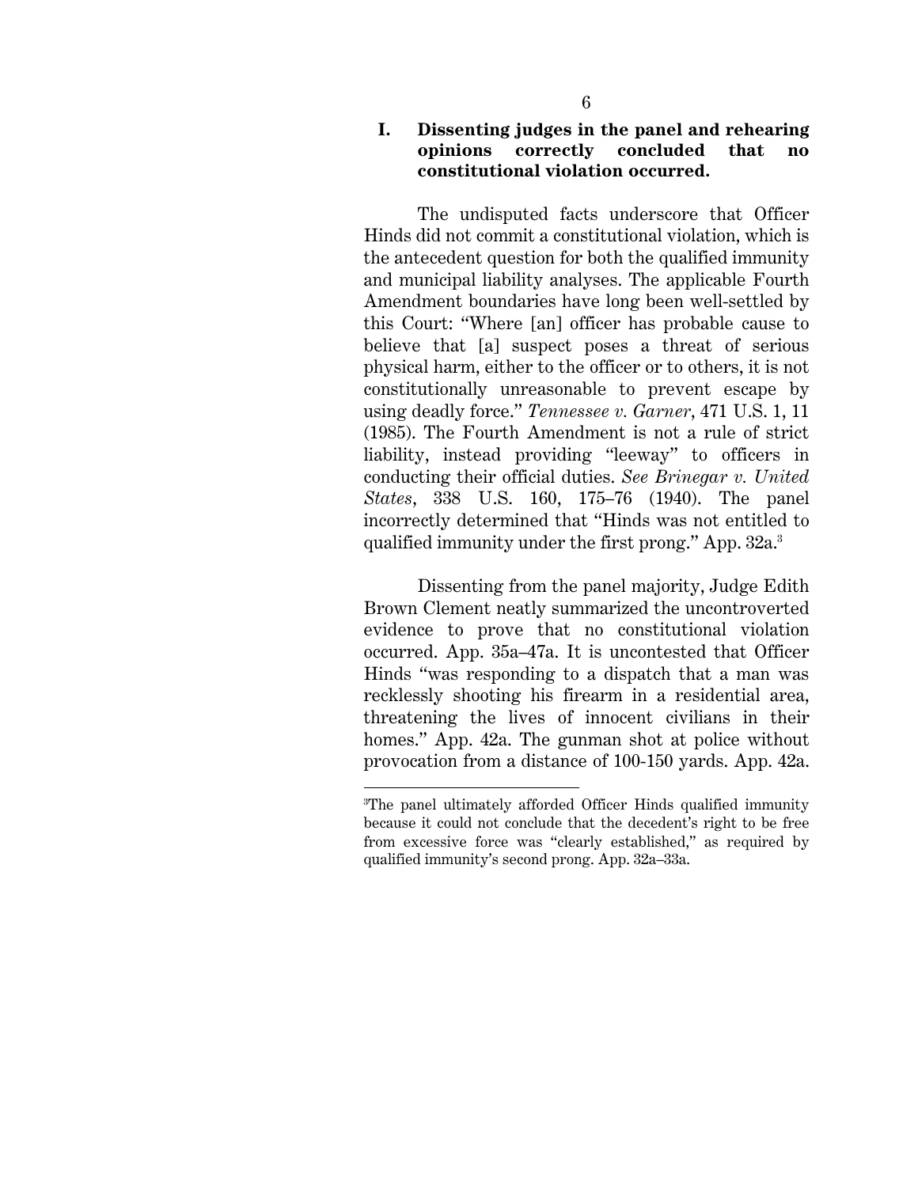## I. Dissenting judges in the panel and rehearing opinions correctly concluded that no constitutional violation occurred.

The undisputed facts underscore that Officer Hinds did not commit a constitutional violation, which is the antecedent question for both the qualified immunity and municipal liability analyses. The applicable Fourth Amendment boundaries have long been well-settled by this Court: "Where [an] officer has probable cause to believe that [a] suspect poses a threat of serious physical harm, either to the officer or to others, it is not constitutionally unreasonable to prevent escape by using deadly force." *Tennessee v. Garner*, 471 U.S. 1, 11 (1985). The Fourth Amendment is not a rule of strict liability, instead providing "leeway" to officers in conducting their official duties. *See Brinegar v. United States*, 338 U.S. 160, 175–76 (1940). The panel incorrectly determined that "Hinds was not entitled to qualified immunity under the first prong." App. 32a.[3]

Dissenting from the panel majority, Judge Edith Brown Clement neatly summarized the uncontroverted evidence to prove that no constitutional violation occurred. App. 35a–47a. It is uncontested that Officer Hinds "was responding to a dispatch that a man was recklessly shooting his firearm in a residential area, threatening the lives of innocent civilians in their homes." App. 42a. The gunman shot at police without provocation from a distance of 100-150 yards. App. 42a.

[3]The panel ultimately afforded Officer Hinds qualified immunity because it could not conclude that the decedent's right to be free from excessive force was "clearly established," as required by qualified immunity's second prong. App. 32a–33a.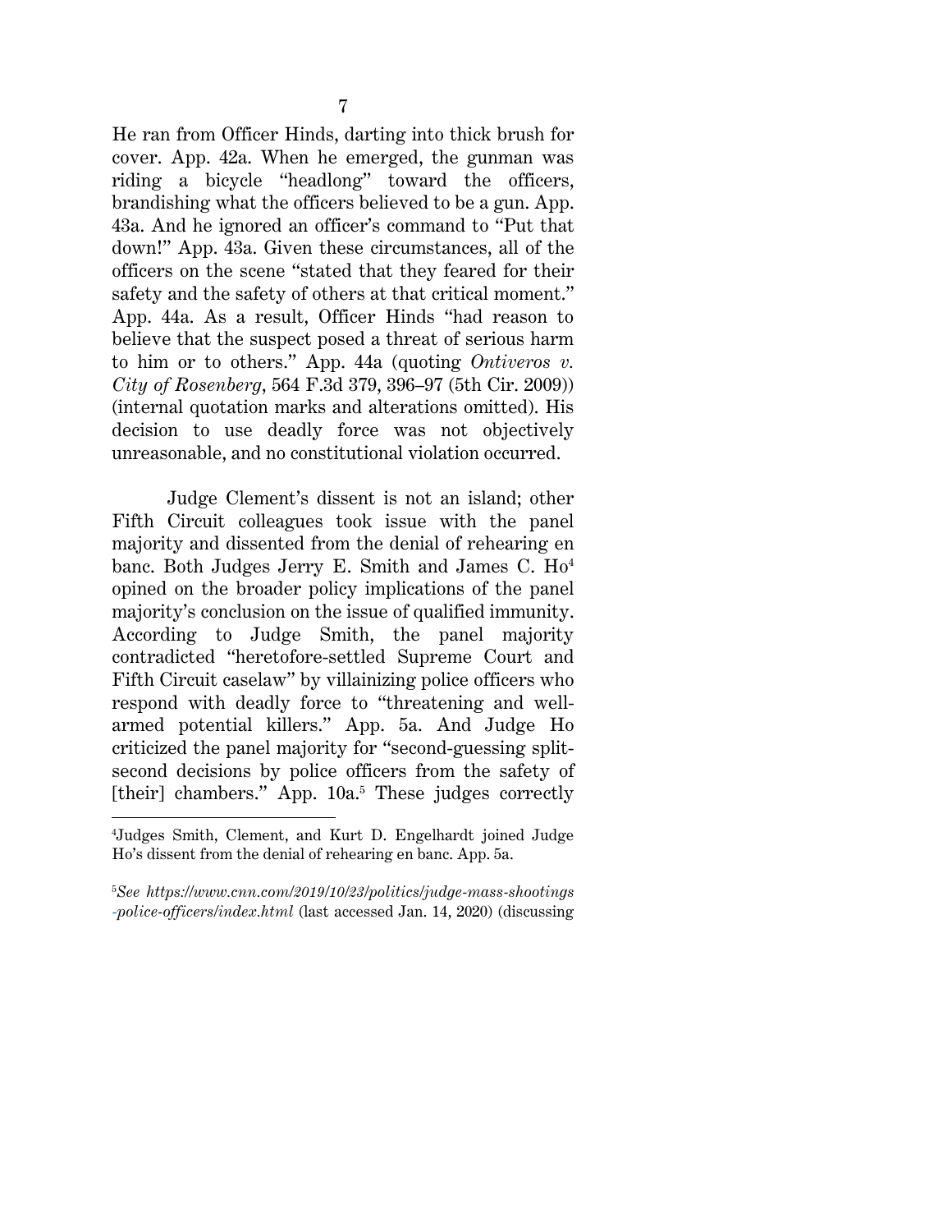He ran from Officer Hinds, darting into thick brush for cover. App. 42a. When he emerged, the gunman was riding a bicycle "headlong" toward the officers, brandishing what the officers believed to be a gun. App. 43a. And he ignored an officer's command to "Put that down!" App. 43a. Given these circumstances, all of the officers on the scene "stated that they feared for their safety and the safety of others at that critical moment." App. 44a. As a result, Officer Hinds "had reason to believe that the suspect posed a threat of serious harm to him or to others." App. 44a (quoting *Ontiveros v. City of Rosenberg*, 564 F.3d 379, 396–97 (5th Cir. 2009)) (internal quotation marks and alterations omitted). His decision to use deadly force was not objectively unreasonable, and no constitutional violation occurred.

Judge Clement's dissent is not an island; other Fifth Circuit colleagues took issue with the panel majority and dissented from the denial of rehearing en banc. Both Judges Jerry E. Smith and James C. Ho[4] opined on the broader policy implications of the panel majority's conclusion on the issue of qualified immunity. According to Judge Smith, the panel majority contradicted "heretofore-settled Supreme Court and Fifth Circuit caselaw" by villainizing police officers who respond with deadly force to "threatening and well-armed potential killers." App. 5a. And Judge Ho criticized the panel majority for "second-guessing split-second decisions by police officers from the safety of [their] chambers." App. 10a.[5] These judges correctly

---

[4]Judges Smith, Clement, and Kurt D. Engelhardt joined Judge Ho's dissent from the denial of rehearing en banc. App. 5a.

[5]*See https://www.cnn.com/2019/10/23/politics/judge-mass-shootings-police-officers/index.html* (last accessed Jan. 14, 2020) (discussing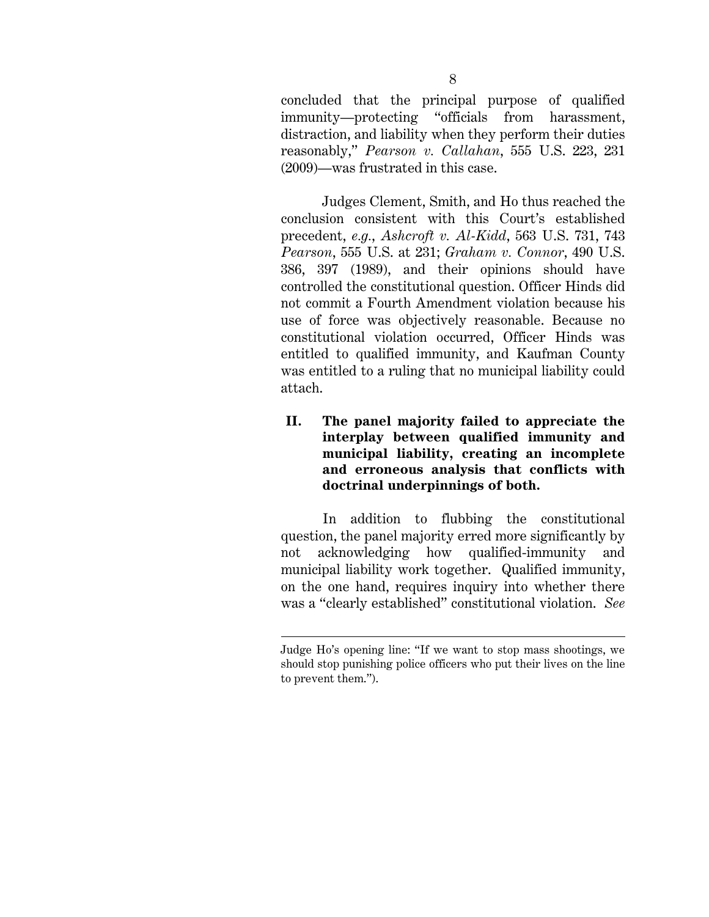concluded that the principal purpose of qualified immunity—protecting "officials from harassment, distraction, and liability when they perform their duties reasonably," *Pearson v. Callahan*, 555 U.S. 223, 231 (2009)—was frustrated in this case.

Judges Clement, Smith, and Ho thus reached the conclusion consistent with this Court's established precedent, *e.g.*, *Ashcroft v. Al-Kidd*, 563 U.S. 731, 743 *Pearson*, 555 U.S. at 231; *Graham v. Connor*, 490 U.S. 386, 397 (1989), and their opinions should have controlled the constitutional question. Officer Hinds did not commit a Fourth Amendment violation because his use of force was objectively reasonable. Because no constitutional violation occurred, Officer Hinds was entitled to qualified immunity, and Kaufman County was entitled to a ruling that no municipal liability could attach.

## II. The panel majority failed to appreciate the interplay between qualified immunity and municipal liability, creating an incomplete and erroneous analysis that conflicts with doctrinal underpinnings of both.

In addition to flubbing the constitutional question, the panel majority erred more significantly by not acknowledging how qualified-immunity and municipal liability work together. Qualified immunity, on the one hand, requires inquiry into whether there was a "clearly established" constitutional violation. *See*

---

Judge Ho's opening line: "If we want to stop mass shootings, we should stop punishing police officers who put their lives on the line to prevent them.").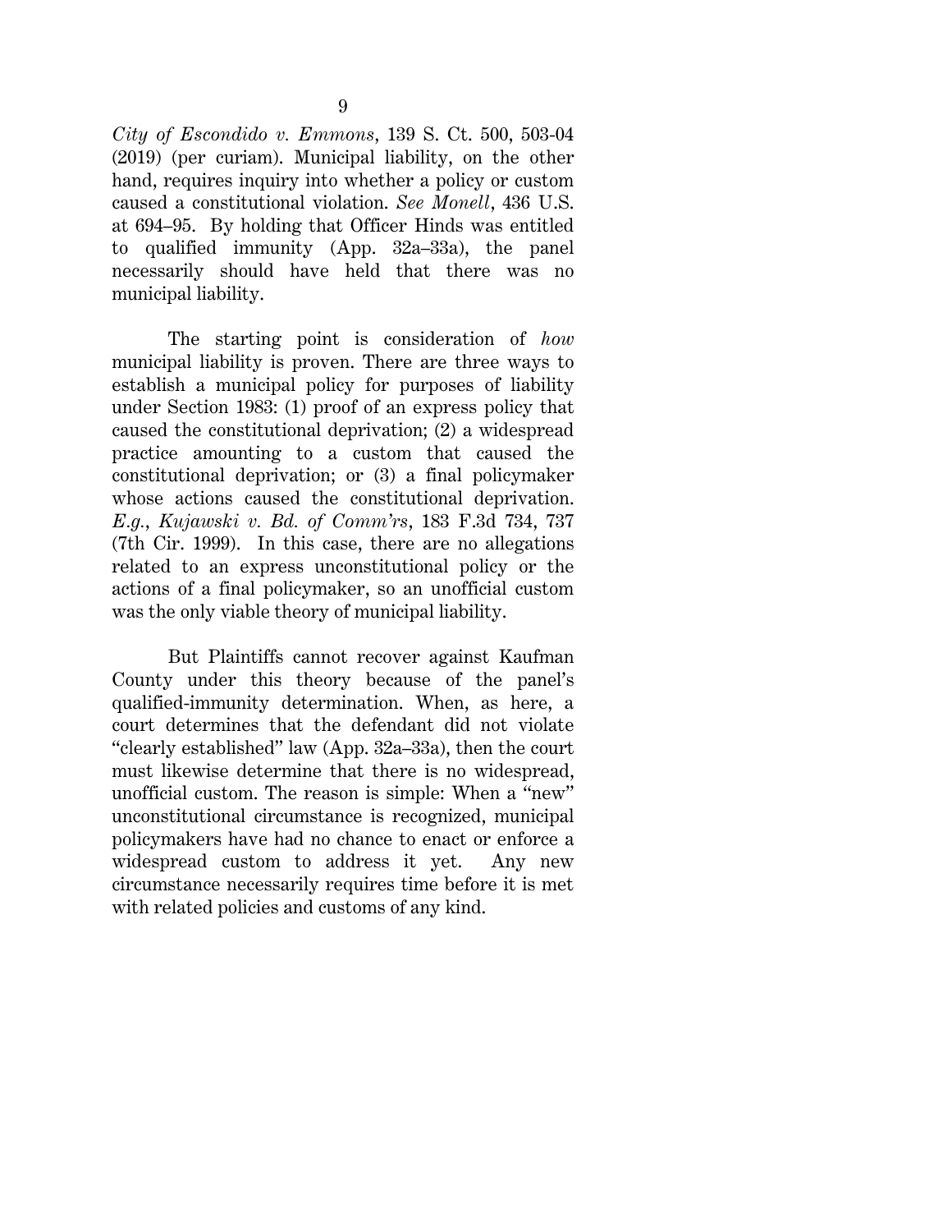*City of Escondido v. Emmons*, 139 S. Ct. 500, 503-04 (2019) (per curiam). Municipal liability, on the other hand, requires inquiry into whether a policy or custom caused a constitutional violation. *See Monell*, 436 U.S. at 694–95. By holding that Officer Hinds was entitled to qualified immunity (App. 32a–33a), the panel necessarily should have held that there was no municipal liability.

The starting point is consideration of *how* municipal liability is proven. There are three ways to establish a municipal policy for purposes of liability under Section 1983: (1) proof of an express policy that caused the constitutional deprivation; (2) a widespread practice amounting to a custom that caused the constitutional deprivation; or (3) a final policymaker whose actions caused the constitutional deprivation. *E.g.*, *Kujawski v. Bd. of Comm'rs*, 183 F.3d 734, 737 (7th Cir. 1999). In this case, there are no allegations related to an express unconstitutional policy or the actions of a final policymaker, so an unofficial custom was the only viable theory of municipal liability.

But Plaintiffs cannot recover against Kaufman County under this theory because of the panel's qualified-immunity determination. When, as here, a court determines that the defendant did not violate "clearly established" law (App. 32a–33a), then the court must likewise determine that there is no widespread, unofficial custom. The reason is simple: When a "new" unconstitutional circumstance is recognized, municipal policymakers have had no chance to enact or enforce a widespread custom to address it yet. Any new circumstance necessarily requires time before it is met with related policies and customs of any kind.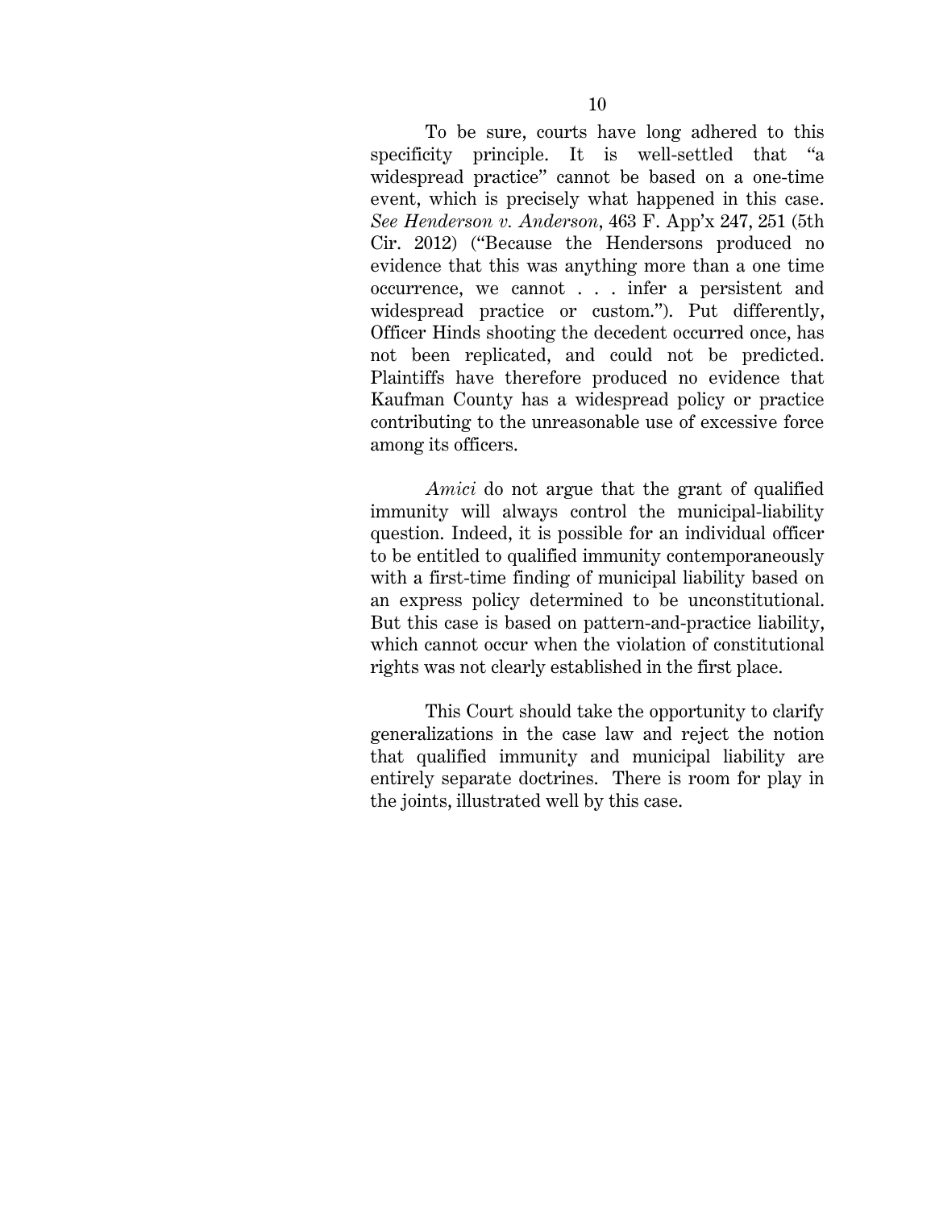To be sure, courts have long adhered to this specificity principle. It is well-settled that "a widespread practice" cannot be based on a one-time event, which is precisely what happened in this case. *See Henderson v. Anderson*, 463 F. App'x 247, 251 (5th Cir. 2012) ("Because the Hendersons produced no evidence that this was anything more than a one time occurrence, we cannot . . . infer a persistent and widespread practice or custom."). Put differently, Officer Hinds shooting the decedent occurred once, has not been replicated, and could not be predicted. Plaintiffs have therefore produced no evidence that Kaufman County has a widespread policy or practice contributing to the unreasonable use of excessive force among its officers.

*Amici* do not argue that the grant of qualified immunity will always control the municipal-liability question. Indeed, it is possible for an individual officer to be entitled to qualified immunity contemporaneously with a first-time finding of municipal liability based on an express policy determined to be unconstitutional. But this case is based on pattern-and-practice liability, which cannot occur when the violation of constitutional rights was not clearly established in the first place.

This Court should take the opportunity to clarify generalizations in the case law and reject the notion that qualified immunity and municipal liability are entirely separate doctrines. There is room for play in the joints, illustrated well by this case.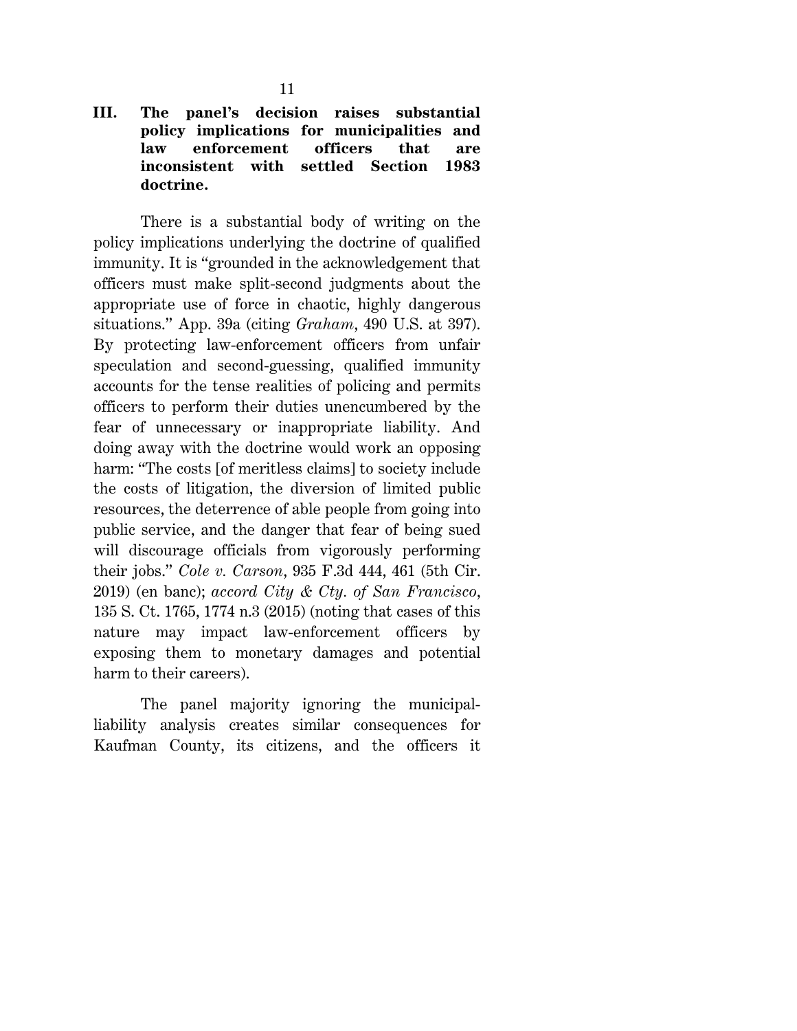### III. The panel's decision raises substantial policy implications for municipalities and law enforcement officers that are inconsistent with settled Section 1983 doctrine.

There is a substantial body of writing on the policy implications underlying the doctrine of qualified immunity. It is "grounded in the acknowledgement that officers must make split-second judgments about the appropriate use of force in chaotic, highly dangerous situations." App. 39a (citing *Graham*, 490 U.S. at 397). By protecting law-enforcement officers from unfair speculation and second-guessing, qualified immunity accounts for the tense realities of policing and permits officers to perform their duties unencumbered by the fear of unnecessary or inappropriate liability. And doing away with the doctrine would work an opposing harm: "The costs [of meritless claims] to society include the costs of litigation, the diversion of limited public resources, the deterrence of able people from going into public service, and the danger that fear of being sued will discourage officials from vigorously performing their jobs." *Cole v. Carson*, 935 F.3d 444, 461 (5th Cir. 2019) (en banc); *accord City & Cty. of San Francisco*, 135 S. Ct. 1765, 1774 n.3 (2015) (noting that cases of this nature may impact law-enforcement officers by exposing them to monetary damages and potential harm to their careers).

The panel majority ignoring the municipal-liability analysis creates similar consequences for Kaufman County, its citizens, and the officers it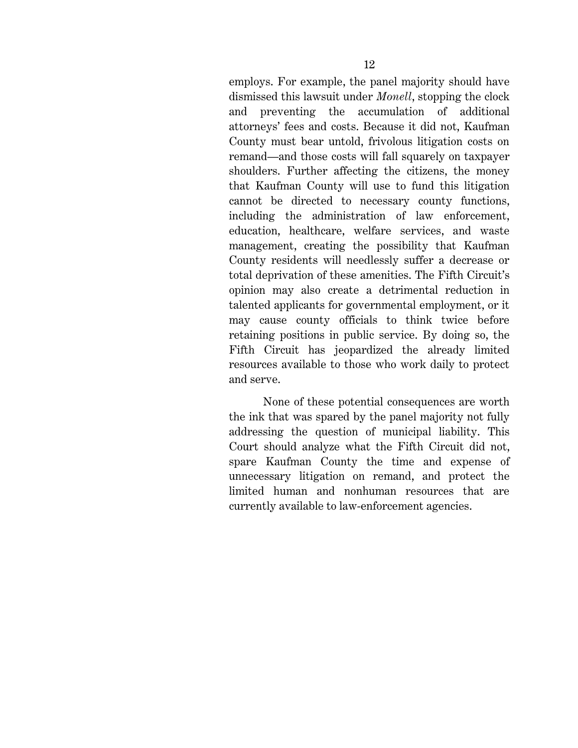employs. For example, the panel majority should have dismissed this lawsuit under *Monell*, stopping the clock and preventing the accumulation of additional attorneys' fees and costs. Because it did not, Kaufman County must bear untold, frivolous litigation costs on remand—and those costs will fall squarely on taxpayer shoulders. Further affecting the citizens, the money that Kaufman County will use to fund this litigation cannot be directed to necessary county functions, including the administration of law enforcement, education, healthcare, welfare services, and waste management, creating the possibility that Kaufman County residents will needlessly suffer a decrease or total deprivation of these amenities. The Fifth Circuit's opinion may also create a detrimental reduction in talented applicants for governmental employment, or it may cause county officials to think twice before retaining positions in public service. By doing so, the Fifth Circuit has jeopardized the already limited resources available to those who work daily to protect and serve.

None of these potential consequences are worth the ink that was spared by the panel majority not fully addressing the question of municipal liability. This Court should analyze what the Fifth Circuit did not, spare Kaufman County the time and expense of unnecessary litigation on remand, and protect the limited human and nonhuman resources that are currently available to law-enforcement agencies.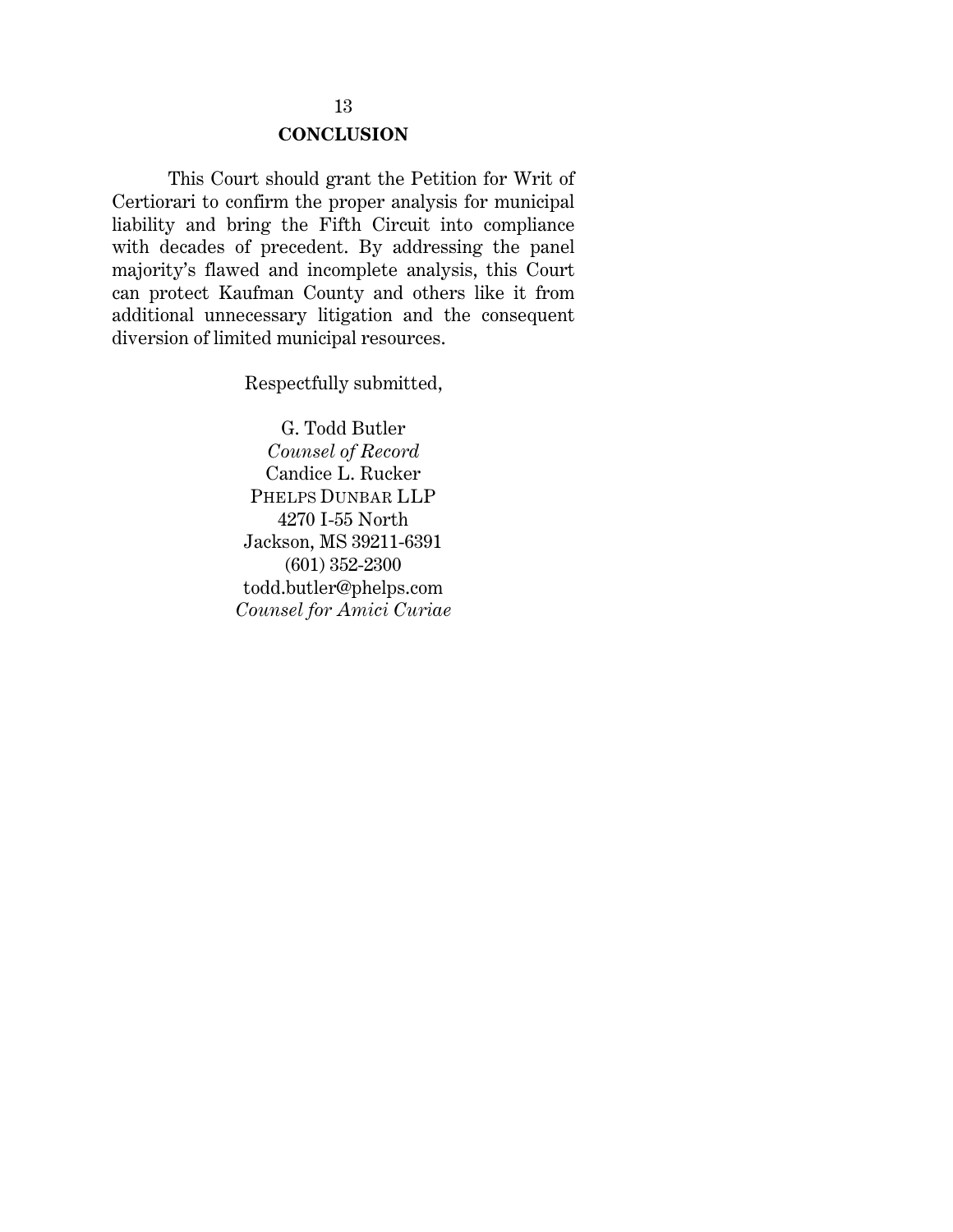## CONCLUSION

This Court should grant the Petition for Writ of Certiorari to confirm the proper analysis for municipal liability and bring the Fifth Circuit into compliance with decades of precedent. By addressing the panel majority's flawed and incomplete analysis, this Court can protect Kaufman County and others like it from additional unnecessary litigation and the consequent diversion of limited municipal resources.

Respectfully submitted,

G. Todd Butler
*Counsel of Record*
Candice L. Rucker
PHELPS DUNBAR LLP
4270 I-55 North
Jackson, MS 39211-6391
(601) 352-2300
todd.butler@phelps.com
*Counsel for Amici Curiae*